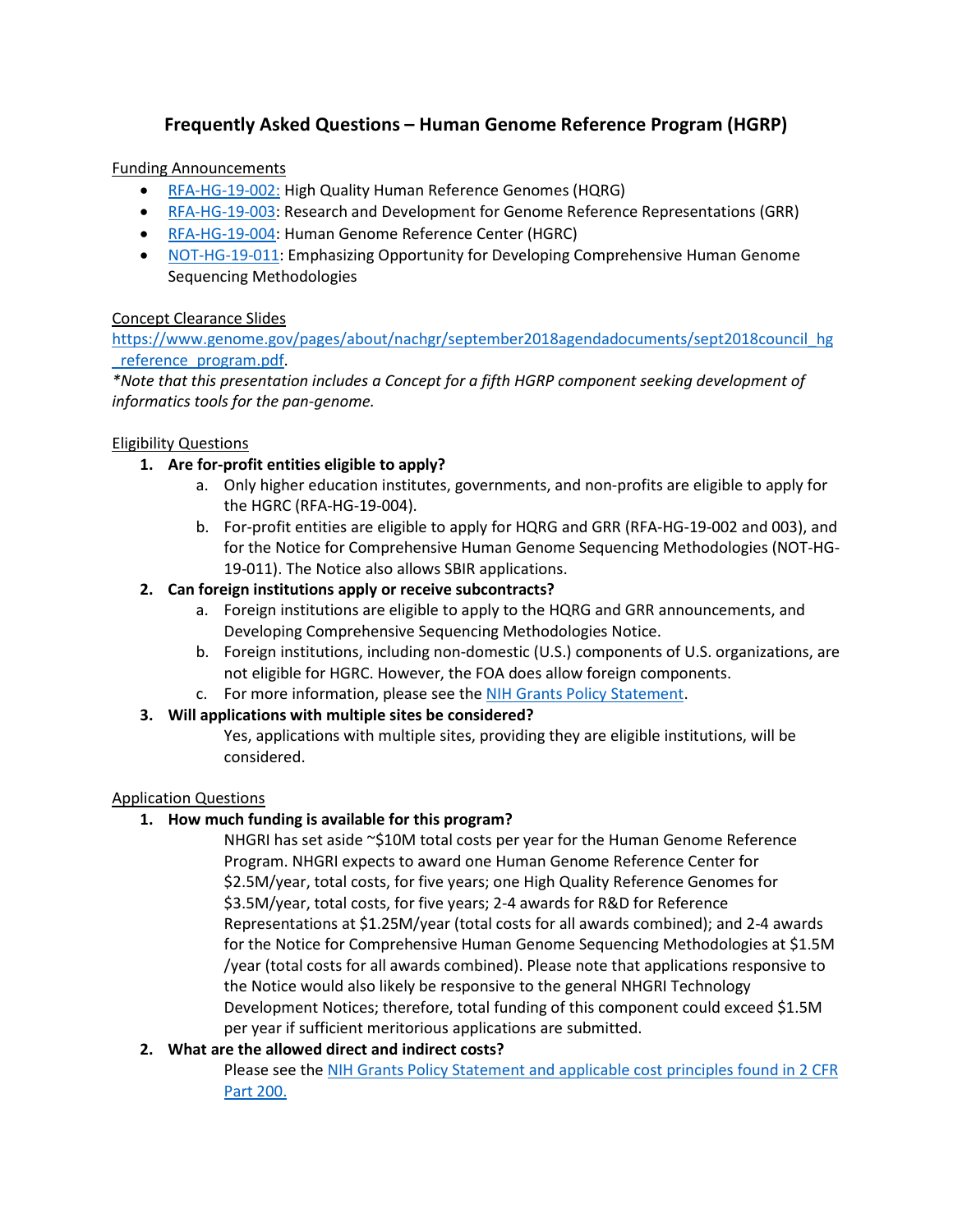# Frequently Asked Questions – Human Genome Reference Program (HGRP)

Funding Announcements

- [RFA-HG-19-002:](RFA-HG-19-002) High Quality Human Reference Genomes (HQRG)
- [RFA-HG-19-003](RFA-HG-19-003): Research and Development for Genome Reference Representations (GRR)
- [RFA-HG-19-004](RFA-HG-19-004): Human Genome Reference Center (HGRC)
- [NOT-HG-19-011](NOT-HG-19-011): Emphasizing Opportunity for Developing Comprehensive Human Genome Sequencing Methodologies

Concept Clearance Slides

https://www.genome.gov/pages/about/nachgr/september2018agendadocuments/sept2018council_hg_reference_program.pdf.

*\*Note that this presentation includes a Concept for a fifth HGRP component seeking development of informatics tools for the pan-genome.*

Eligibility Questions

1. **Are for-profit entities eligible to apply?**
   a. Only higher education institutes, governments, and non-profits are eligible to apply for the HGRC (RFA-HG-19-004).
   b. For-profit entities are eligible to apply for HQRG and GRR (RFA-HG-19-002 and 003), and for the Notice for Comprehensive Human Genome Sequencing Methodologies (NOT-HG-19-011). The Notice also allows SBIR applications.
2. **Can foreign institutions apply or receive subcontracts?**
   a. Foreign institutions are eligible to apply to the HQRG and GRR announcements, and Developing Comprehensive Sequencing Methodologies Notice.
   b. Foreign institutions, including non-domestic (U.S.) components of U.S. organizations, are not eligible for HGRC. However, the FOA does allow foreign components.
   c. For more information, please see the NIH Grants Policy Statement.
3. **Will applications with multiple sites be considered?**

   Yes, applications with multiple sites, providing they are eligible institutions, will be considered.

Application Questions

1. **How much funding is available for this program?**

   NHGRI has set aside ~$10M total costs per year for the Human Genome Reference Program. NHGRI expects to award one Human Genome Reference Center for $2.5M/year, total costs, for five years; one High Quality Reference Genomes for $3.5M/year, total costs, for five years; 2-4 awards for R&D for Reference Representations at $1.25M/year (total costs for all awards combined); and 2-4 awards for the Notice for Comprehensive Human Genome Sequencing Methodologies at $1.5M /year (total costs for all awards combined). Please note that applications responsive to the Notice would also likely be responsive to the general NHGRI Technology Development Notices; therefore, total funding of this component could exceed $1.5M per year if sufficient meritorious applications are submitted.
2. **What are the allowed direct and indirect costs?**

   Please see the NIH Grants Policy Statement and applicable cost principles found in 2 CFR Part 200.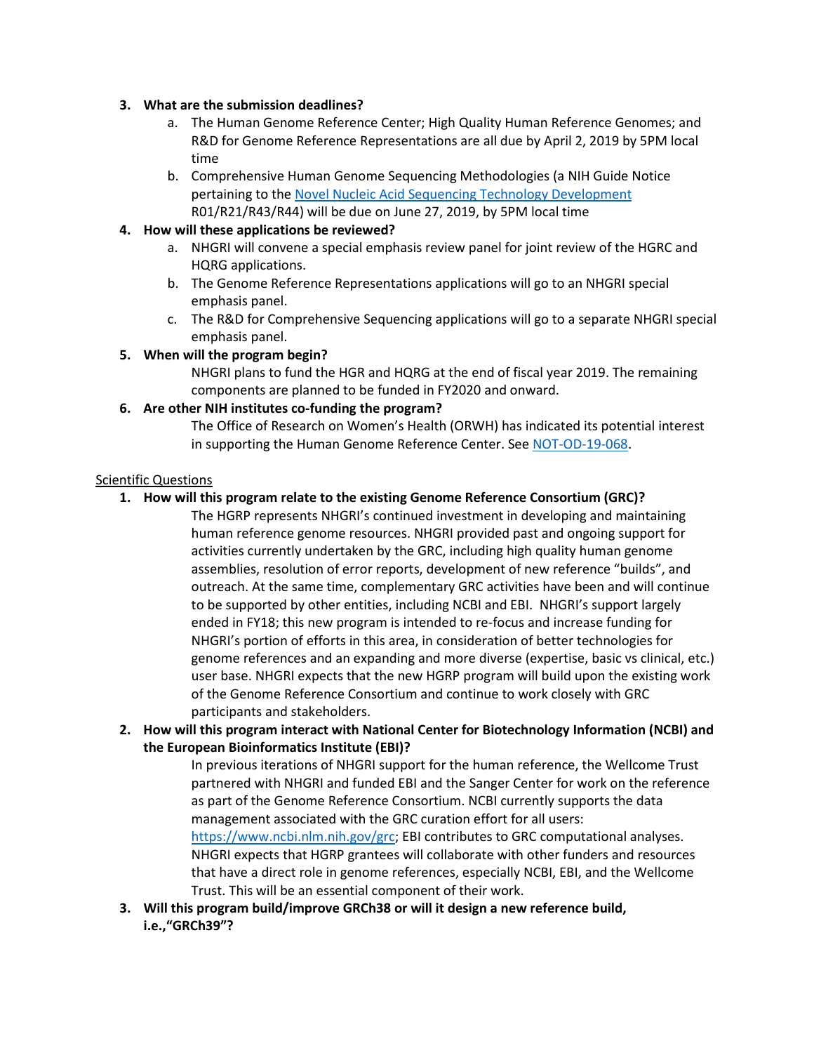3. **What are the submission deadlines?**
    a. The Human Genome Reference Center; High Quality Human Reference Genomes; and R&D for Genome Reference Representations are all due by April 2, 2019 by 5PM local time
    b. Comprehensive Human Genome Sequencing Methodologies (a NIH Guide Notice pertaining to the [Novel Nucleic Acid Sequencing Technology Development]() R01/R21/R43/R44) will be due on June 27, 2019, by 5PM local time
4. **How will these applications be reviewed?**
    a. NHGRI will convene a special emphasis review panel for joint review of the HGRC and HQRG applications.
    b. The Genome Reference Representations applications will go to an NHGRI special emphasis panel.
    c. The R&D for Comprehensive Sequencing applications will go to a separate NHGRI special emphasis panel.
5. **When will the program begin?**

    NHGRI plans to fund the HGR and HQRG at the end of fiscal year 2019. The remaining components are planned to be funded in FY2020 and onward.
6. **Are other NIH institutes co-funding the program?**

    The Office of Research on Women's Health (ORWH) has indicated its potential interest in supporting the Human Genome Reference Center. See [NOT-OD-19-068]().

Scientific Questions

1. **How will this program relate to the existing Genome Reference Consortium (GRC)?**

    The HGRP represents NHGRI's continued investment in developing and maintaining human reference genome resources. NHGRI provided past and ongoing support for activities currently undertaken by the GRC, including high quality human genome assemblies, resolution of error reports, development of new reference "builds", and outreach. At the same time, complementary GRC activities have been and will continue to be supported by other entities, including NCBI and EBI. NHGRI's support largely ended in FY18; this new program is intended to re-focus and increase funding for NHGRI's portion of efforts in this area, in consideration of better technologies for genome references and an expanding and more diverse (expertise, basic vs clinical, etc.) user base. NHGRI expects that the new HGRP program will build upon the existing work of the Genome Reference Consortium and continue to work closely with GRC participants and stakeholders.
2. **How will this program interact with National Center for Biotechnology Information (NCBI) and the European Bioinformatics Institute (EBI)?**

    In previous iterations of NHGRI support for the human reference, the Wellcome Trust partnered with NHGRI and funded EBI and the Sanger Center for work on the reference as part of the Genome Reference Consortium. NCBI currently supports the data management associated with the GRC curation effort for all users: [https://www.ncbi.nlm.nih.gov/grc](https://www.ncbi.nlm.nih.gov/grc); EBI contributes to GRC computational analyses. NHGRI expects that HGRP grantees will collaborate with other funders and resources that have a direct role in genome references, especially NCBI, EBI, and the Wellcome Trust. This will be an essential component of their work.
3. **Will this program build/improve GRCh38 or will it design a new reference build, i.e.,"GRCh39"?**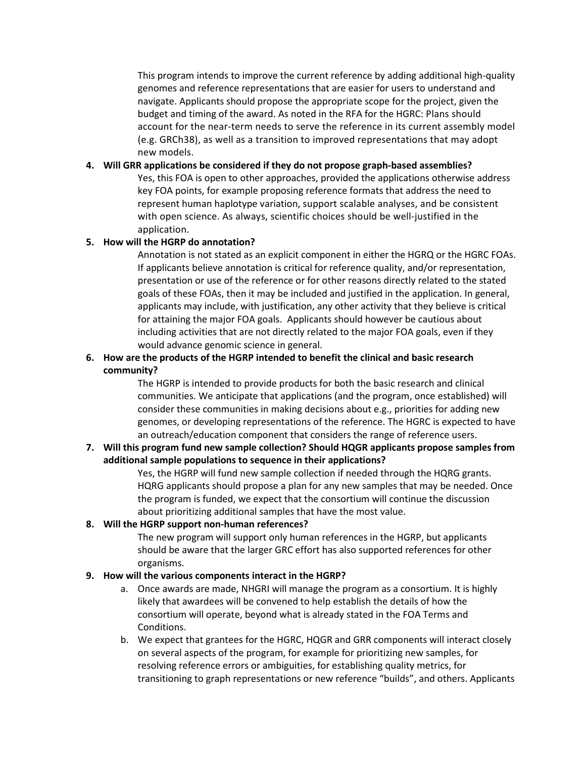This program intends to improve the current reference by adding additional high-quality genomes and reference representations that are easier for users to understand and navigate. Applicants should propose the appropriate scope for the project, given the budget and timing of the award. As noted in the RFA for the HGRC: Plans should account for the near-term needs to serve the reference in its current assembly model (e.g. GRCh38), as well as a transition to improved representations that may adopt new models.

4. **Will GRR applications be considered if they do not propose graph-based assemblies?**

   Yes, this FOA is open to other approaches, provided the applications otherwise address key FOA points, for example proposing reference formats that address the need to represent human haplotype variation, support scalable analyses, and be consistent with open science. As always, scientific choices should be well-justified in the application.

5. **How will the HGRP do annotation?**

   Annotation is not stated as an explicit component in either the HGRQ or the HGRC FOAs. If applicants believe annotation is critical for reference quality, and/or representation, presentation or use of the reference or for other reasons directly related to the stated goals of these FOAs, then it may be included and justified in the application. In general, applicants may include, with justification, any other activity that they believe is critical for attaining the major FOA goals. Applicants should however be cautious about including activities that are not directly related to the major FOA goals, even if they would advance genomic science in general.

6. **How are the products of the HGRP intended to benefit the clinical and basic research community?**

   The HGRP is intended to provide products for both the basic research and clinical communities. We anticipate that applications (and the program, once established) will consider these communities in making decisions about e.g., priorities for adding new genomes, or developing representations of the reference. The HGRC is expected to have an outreach/education component that considers the range of reference users.

7. **Will this program fund new sample collection? Should HQGR applicants propose samples from additional sample populations to sequence in their applications?**

   Yes, the HGRP will fund new sample collection if needed through the HQRG grants. HQRG applicants should propose a plan for any new samples that may be needed. Once the program is funded, we expect that the consortium will continue the discussion about prioritizing additional samples that have the most value.

8. **Will the HGRP support non-human references?**

   The new program will support only human references in the HGRP, but applicants should be aware that the larger GRC effort has also supported references for other organisms.

9. **How will the various components interact in the HGRP?**

   a. Once awards are made, NHGRI will manage the program as a consortium. It is highly likely that awardees will be convened to help establish the details of how the consortium will operate, beyond what is already stated in the FOA Terms and Conditions.

   b. We expect that grantees for the HGRC, HQGR and GRR components will interact closely on several aspects of the program, for example for prioritizing new samples, for resolving reference errors or ambiguities, for establishing quality metrics, for transitioning to graph representations or new reference "builds", and others. Applicants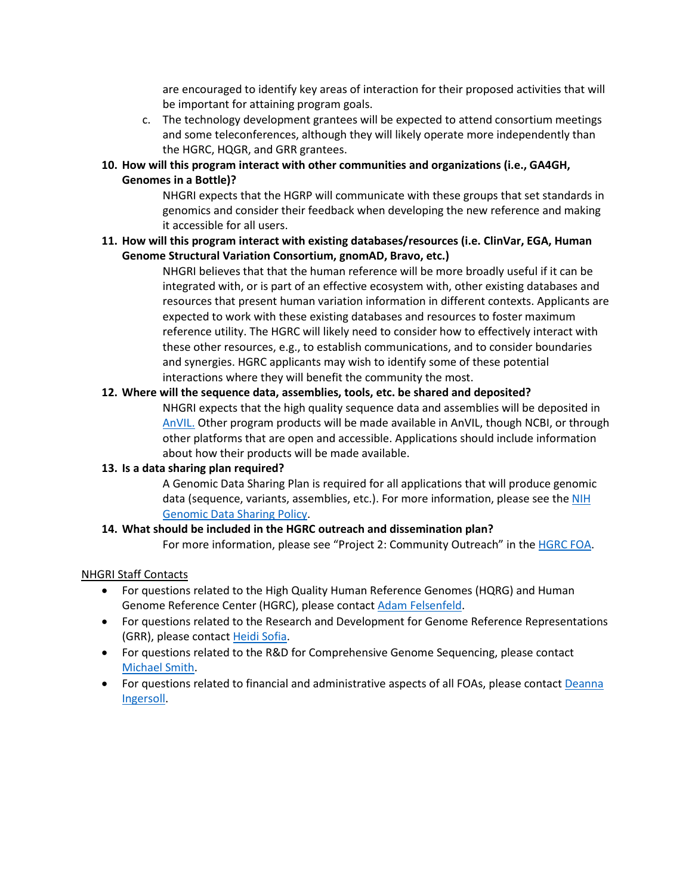are encouraged to identify key areas of interaction for their proposed activities that will be important for attaining program goals.

c. The technology development grantees will be expected to attend consortium meetings and some teleconferences, although they will likely operate more independently than the HGRC, HQGR, and GRR grantees.

**10. How will this program interact with other communities and organizations (i.e., GA4GH, Genomes in a Bottle)?**

NHGRI expects that the HGRP will communicate with these groups that set standards in genomics and consider their feedback when developing the new reference and making it accessible for all users.

**11. How will this program interact with existing databases/resources (i.e. ClinVar, EGA, Human Genome Structural Variation Consortium, gnomAD, Bravo, etc.)**

NHGRI believes that that the human reference will be more broadly useful if it can be integrated with, or is part of an effective ecosystem with, other existing databases and resources that present human variation information in different contexts. Applicants are expected to work with these existing databases and resources to foster maximum reference utility. The HGRC will likely need to consider how to effectively interact with these other resources, e.g., to establish communications, and to consider boundaries and synergies. HGRC applicants may wish to identify some of these potential interactions where they will benefit the community the most.

**12. Where will the sequence data, assemblies, tools, etc. be shared and deposited?**

NHGRI expects that the high quality sequence data and assemblies will be deposited in AnVIL. Other program products will be made available in AnVIL, though NCBI, or through other platforms that are open and accessible. Applications should include information about how their products will be made available.

**13. Is a data sharing plan required?**

A Genomic Data Sharing Plan is required for all applications that will produce genomic data (sequence, variants, assemblies, etc.). For more information, please see the NIH Genomic Data Sharing Policy.

**14. What should be included in the HGRC outreach and dissemination plan?**

For more information, please see "Project 2: Community Outreach" in the HGRC FOA.

NHGRI Staff Contacts

- For questions related to the High Quality Human Reference Genomes (HQRG) and Human Genome Reference Center (HGRC), please contact Adam Felsenfeld.
- For questions related to the Research and Development for Genome Reference Representations (GRR), please contact Heidi Sofia.
- For questions related to the R&D for Comprehensive Genome Sequencing, please contact Michael Smith.
- For questions related to financial and administrative aspects of all FOAs, please contact Deanna Ingersoll.